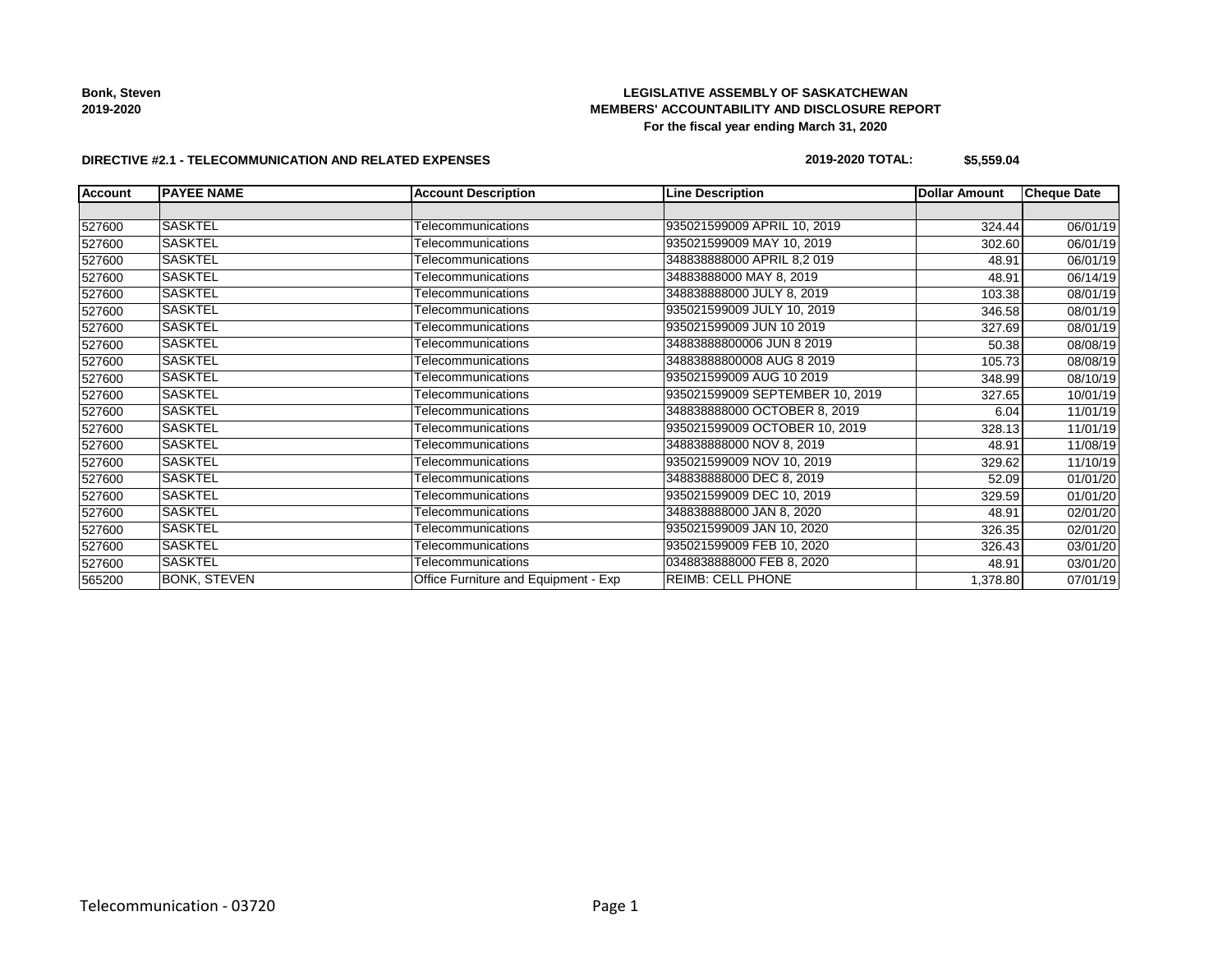**Bonk, Steven**
**2019-2020**

**LEGISLATIVE ASSEMBLY OF SASKATCHEWAN**
**MEMBERS' ACCOUNTABILITY AND DISCLOSURE REPORT**
**For the fiscal year ending March 31, 2020**

**DIRECTIVE #2.1 - TELECOMMUNICATION AND RELATED EXPENSES** **2019-2020 TOTAL: $5,559.04**

| Account | PAYEE NAME | Account Description | Line Description | Dollar Amount | Cheque Date |
|---|---|---|---|---|---|
| | | | | | |
| 527600 | SASKTEL | Telecommunications | 935021599009 APRIL 10, 2019 | 324.44 | 06/01/19 |
| 527600 | SASKTEL | Telecommunications | 935021599009 MAY 10, 2019 | 302.60 | 06/01/19 |
| 527600 | SASKTEL | Telecommunications | 348838888000 APRIL 8,2 019 | 48.91 | 06/01/19 |
| 527600 | SASKTEL | Telecommunications | 34883888000 MAY 8, 2019 | 48.91 | 06/14/19 |
| 527600 | SASKTEL | Telecommunications | 348838888000 JULY 8, 2019 | 103.38 | 08/01/19 |
| 527600 | SASKTEL | Telecommunications | 935021599009 JULY 10, 2019 | 346.58 | 08/01/19 |
| 527600 | SASKTEL | Telecommunications | 935021599009 JUN 10 2019 | 327.69 | 08/01/19 |
| 527600 | SASKTEL | Telecommunications | 34883888800006 JUN 8 2019 | 50.38 | 08/08/19 |
| 527600 | SASKTEL | Telecommunications | 34883888800008 AUG 8 2019 | 105.73 | 08/08/19 |
| 527600 | SASKTEL | Telecommunications | 935021599009 AUG 10 2019 | 348.99 | 08/10/19 |
| 527600 | SASKTEL | Telecommunications | 935021599009 SEPTEMBER 10, 2019 | 327.65 | 10/01/19 |
| 527600 | SASKTEL | Telecommunications | 348838888000 OCTOBER 8, 2019 | 6.04 | 11/01/19 |
| 527600 | SASKTEL | Telecommunications | 935021599009 OCTOBER 10, 2019 | 328.13 | 11/01/19 |
| 527600 | SASKTEL | Telecommunications | 348838888000 NOV 8, 2019 | 48.91 | 11/08/19 |
| 527600 | SASKTEL | Telecommunications | 935021599009 NOV 10, 2019 | 329.62 | 11/10/19 |
| 527600 | SASKTEL | Telecommunications | 348838888000 DEC 8, 2019 | 52.09 | 01/01/20 |
| 527600 | SASKTEL | Telecommunications | 935021599009 DEC 10, 2019 | 329.59 | 01/01/20 |
| 527600 | SASKTEL | Telecommunications | 348838888000 JAN 8, 2020 | 48.91 | 02/01/20 |
| 527600 | SASKTEL | Telecommunications | 935021599009 JAN 10, 2020 | 326.35 | 02/01/20 |
| 527600 | SASKTEL | Telecommunications | 935021599009 FEB 10, 2020 | 326.43 | 03/01/20 |
| 527600 | SASKTEL | Telecommunications | 0348838888000 FEB 8, 2020 | 48.91 | 03/01/20 |
| 565200 | BONK, STEVEN | Office Furniture and Equipment - Exp | REIMB: CELL PHONE | 1,378.80 | 07/01/19 |

Telecommunication - 03720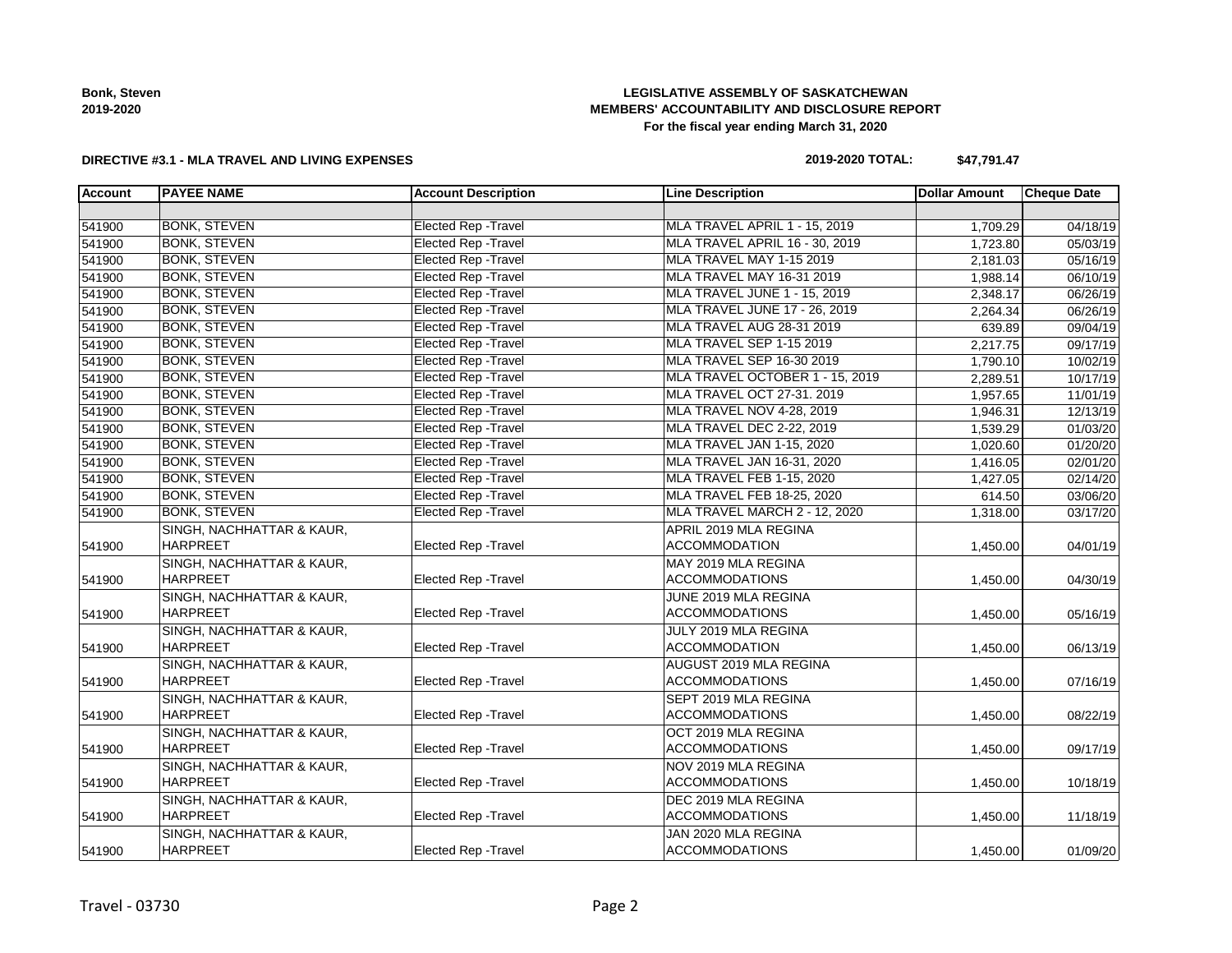**Bonk, Steven**
**2019-2020**

**LEGISLATIVE ASSEMBLY OF SASKATCHEWAN**
**MEMBERS' ACCOUNTABILITY AND DISCLOSURE REPORT**
**For the fiscal year ending March 31, 2020**

**DIRECTIVE #3.1 - MLA TRAVEL AND LIVING EXPENSES**

**2019-2020 TOTAL: $47,791.47**

| Account | PAYEE NAME | Account Description | Line Description | Dollar Amount | Cheque Date |
|---|---|---|---|---|---|
| | | | | | |
| 541900 | BONK, STEVEN | Elected Rep -Travel | MLA TRAVEL APRIL 1 - 15, 2019 | 1,709.29 | 04/18/19 |
| 541900 | BONK, STEVEN | Elected Rep -Travel | MLA TRAVEL APRIL 16 - 30, 2019 | 1,723.80 | 05/03/19 |
| 541900 | BONK, STEVEN | Elected Rep -Travel | MLA TRAVEL MAY 1-15 2019 | 2,181.03 | 05/16/19 |
| 541900 | BONK, STEVEN | Elected Rep -Travel | MLA TRAVEL MAY 16-31 2019 | 1,988.14 | 06/10/19 |
| 541900 | BONK, STEVEN | Elected Rep -Travel | MLA TRAVEL JUNE 1 - 15, 2019 | 2,348.17 | 06/26/19 |
| 541900 | BONK, STEVEN | Elected Rep -Travel | MLA TRAVEL JUNE 17 - 26, 2019 | 2,264.34 | 06/26/19 |
| 541900 | BONK, STEVEN | Elected Rep -Travel | MLA TRAVEL AUG 28-31 2019 | 639.89 | 09/04/19 |
| 541900 | BONK, STEVEN | Elected Rep -Travel | MLA TRAVEL SEP 1-15 2019 | 2,217.75 | 09/17/19 |
| 541900 | BONK, STEVEN | Elected Rep -Travel | MLA TRAVEL SEP 16-30 2019 | 1,790.10 | 10/02/19 |
| 541900 | BONK, STEVEN | Elected Rep -Travel | MLA TRAVEL OCTOBER 1 - 15, 2019 | 2,289.51 | 10/17/19 |
| 541900 | BONK, STEVEN | Elected Rep -Travel | MLA TRAVEL OCT 27-31. 2019 | 1,957.65 | 11/01/19 |
| 541900 | BONK, STEVEN | Elected Rep -Travel | MLA TRAVEL NOV 4-28, 2019 | 1,946.31 | 12/13/19 |
| 541900 | BONK, STEVEN | Elected Rep -Travel | MLA TRAVEL DEC 2-22, 2019 | 1,539.29 | 01/03/20 |
| 541900 | BONK, STEVEN | Elected Rep -Travel | MLA TRAVEL JAN 1-15, 2020 | 1,020.60 | 01/20/20 |
| 541900 | BONK, STEVEN | Elected Rep -Travel | MLA TRAVEL JAN 16-31, 2020 | 1,416.05 | 02/01/20 |
| 541900 | BONK, STEVEN | Elected Rep -Travel | MLA TRAVEL FEB 1-15, 2020 | 1,427.05 | 02/14/20 |
| 541900 | BONK, STEVEN | Elected Rep -Travel | MLA TRAVEL FEB 18-25, 2020 | 614.50 | 03/06/20 |
| 541900 | BONK, STEVEN | Elected Rep -Travel | MLA TRAVEL MARCH 2 - 12, 2020 | 1,318.00 | 03/17/20 |
| 541900 | SINGH, NACHHATTAR & KAUR, HARPREET | Elected Rep -Travel | APRIL 2019 MLA REGINA ACCOMMODATION | 1,450.00 | 04/01/19 |
| 541900 | SINGH, NACHHATTAR & KAUR, HARPREET | Elected Rep -Travel | MAY 2019 MLA REGINA ACCOMMODATIONS | 1,450.00 | 04/30/19 |
| 541900 | SINGH, NACHHATTAR & KAUR, HARPREET | Elected Rep -Travel | JUNE 2019 MLA REGINA ACCOMMODATIONS | 1,450.00 | 05/16/19 |
| 541900 | SINGH, NACHHATTAR & KAUR, HARPREET | Elected Rep -Travel | JULY 2019 MLA REGINA ACCOMMODATION | 1,450.00 | 06/13/19 |
| 541900 | SINGH, NACHHATTAR & KAUR, HARPREET | Elected Rep -Travel | AUGUST 2019 MLA REGINA ACCOMMODATIONS | 1,450.00 | 07/16/19 |
| 541900 | SINGH, NACHHATTAR & KAUR, HARPREET | Elected Rep -Travel | SEPT 2019 MLA REGINA ACCOMMODATIONS | 1,450.00 | 08/22/19 |
| 541900 | SINGH, NACHHATTAR & KAUR, HARPREET | Elected Rep -Travel | OCT 2019 MLA REGINA ACCOMMODATIONS | 1,450.00 | 09/17/19 |
| 541900 | SINGH, NACHHATTAR & KAUR, HARPREET | Elected Rep -Travel | NOV 2019 MLA REGINA ACCOMMODATIONS | 1,450.00 | 10/18/19 |
| 541900 | SINGH, NACHHATTAR & KAUR, HARPREET | Elected Rep -Travel | DEC 2019 MLA REGINA ACCOMMODATIONS | 1,450.00 | 11/18/19 |
| 541900 | SINGH, NACHHATTAR & KAUR, HARPREET | Elected Rep -Travel | JAN 2020 MLA REGINA ACCOMMODATIONS | 1,450.00 | 01/09/20 |

Travel - 03730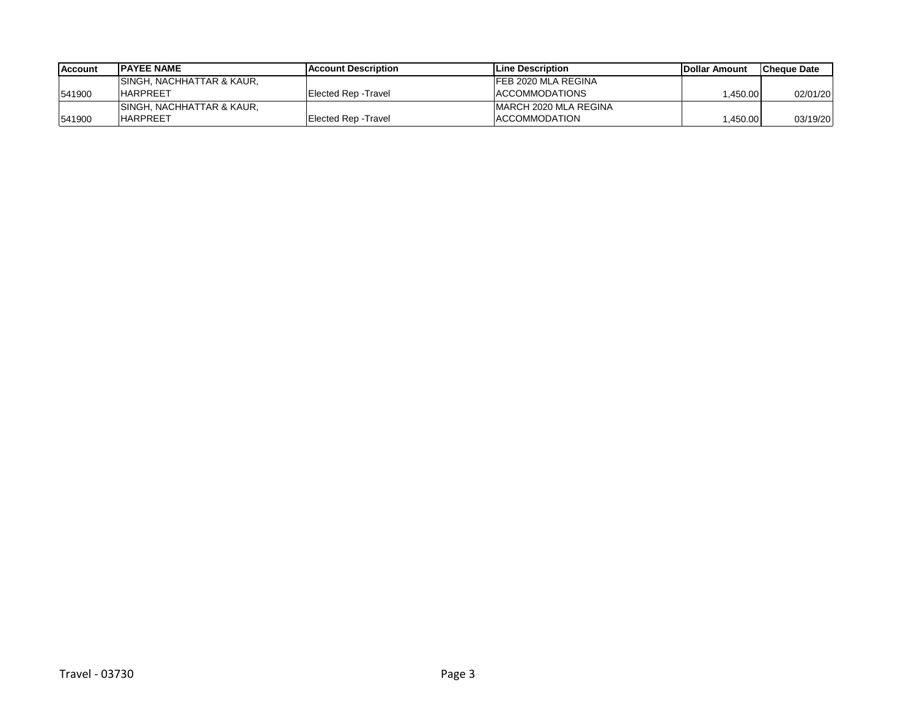| Account | PAYEE NAME | Account Description | Line Description | Dollar Amount | Cheque Date |
|---|---|---|---|---|---|
| 541900 | SINGH, NACHHATTAR & KAUR, HARPREET | Elected Rep -Travel | FEB 2020 MLA REGINA ACCOMMODATIONS | 1,450.00 | 02/01/20 |
| 541900 | SINGH, NACHHATTAR & KAUR, HARPREET | Elected Rep -Travel | MARCH 2020 MLA REGINA ACCOMMODATION | 1,450.00 | 03/19/20 |

Travel - 03730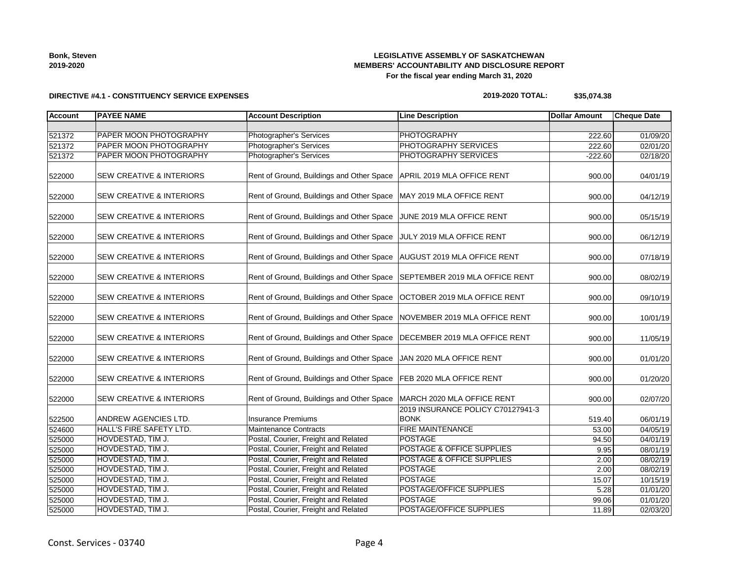**Bonk, Steven**
**2019-2020**

**LEGISLATIVE ASSEMBLY OF SASKATCHEWAN**
**MEMBERS' ACCOUNTABILITY AND DISCLOSURE REPORT**
**For the fiscal year ending March 31, 2020**

**DIRECTIVE #4.1 - CONSTITUENCY SERVICE EXPENSES**

**2019-2020 TOTAL: $35,074.38**

| Account | PAYEE NAME | Account Description | Line Description | Dollar Amount | Cheque Date |
|---|---|---|---|---|---|
| | | | | | |
| 521372 | PAPER MOON PHOTOGRAPHY | Photographer's Services | PHOTOGRAPHY | 222.60 | 01/09/20 |
| 521372 | PAPER MOON PHOTOGRAPHY | Photographer's Services | PHOTOGRAPHY SERVICES | 222.60 | 02/01/20 |
| 521372 | PAPER MOON PHOTOGRAPHY | Photographer's Services | PHOTOGRAPHY SERVICES | -222.60 | 02/18/20 |
| 522000 | SEW CREATIVE & INTERIORS | Rent of Ground, Buildings and Other Space | APRIL 2019 MLA OFFICE RENT | 900.00 | 04/01/19 |
| 522000 | SEW CREATIVE & INTERIORS | Rent of Ground, Buildings and Other Space | MAY 2019 MLA OFFICE RENT | 900.00 | 04/12/19 |
| 522000 | SEW CREATIVE & INTERIORS | Rent of Ground, Buildings and Other Space | JUNE 2019 MLA OFFICE RENT | 900.00 | 05/15/19 |
| 522000 | SEW CREATIVE & INTERIORS | Rent of Ground, Buildings and Other Space | JULY 2019 MLA OFFICE RENT | 900.00 | 06/12/19 |
| 522000 | SEW CREATIVE & INTERIORS | Rent of Ground, Buildings and Other Space | AUGUST 2019 MLA OFFICE RENT | 900.00 | 07/18/19 |
| 522000 | SEW CREATIVE & INTERIORS | Rent of Ground, Buildings and Other Space | SEPTEMBER 2019 MLA OFFICE RENT | 900.00 | 08/02/19 |
| 522000 | SEW CREATIVE & INTERIORS | Rent of Ground, Buildings and Other Space | OCTOBER 2019 MLA OFFICE RENT | 900.00 | 09/10/19 |
| 522000 | SEW CREATIVE & INTERIORS | Rent of Ground, Buildings and Other Space | NOVEMBER 2019 MLA OFFICE RENT | 900.00 | 10/01/19 |
| 522000 | SEW CREATIVE & INTERIORS | Rent of Ground, Buildings and Other Space | DECEMBER 2019 MLA OFFICE RENT | 900.00 | 11/05/19 |
| 522000 | SEW CREATIVE & INTERIORS | Rent of Ground, Buildings and Other Space | JAN 2020 MLA OFFICE RENT | 900.00 | 01/01/20 |
| 522000 | SEW CREATIVE & INTERIORS | Rent of Ground, Buildings and Other Space | FEB 2020 MLA OFFICE RENT | 900.00 | 01/20/20 |
| 522000 | SEW CREATIVE & INTERIORS | Rent of Ground, Buildings and Other Space | MARCH 2020 MLA OFFICE RENT | 900.00 | 02/07/20 |
| 522500 | ANDREW AGENCIES LTD. | Insurance Premiums | 2019 INSURANCE POLICY C70127941-3 BONK | 519.40 | 06/01/19 |
| 524600 | HALL'S FIRE SAFETY LTD. | Maintenance Contracts | FIRE MAINTENANCE | 53.00 | 04/05/19 |
| 525000 | HOVDESTAD, TIM J. | Postal, Courier, Freight and Related | POSTAGE | 94.50 | 04/01/19 |
| 525000 | HOVDESTAD, TIM J. | Postal, Courier, Freight and Related | POSTAGE & OFFICE SUPPLIES | 9.95 | 08/01/19 |
| 525000 | HOVDESTAD, TIM J. | Postal, Courier, Freight and Related | POSTAGE & OFFICE SUPPLIES | 2.00 | 08/02/19 |
| 525000 | HOVDESTAD, TIM J. | Postal, Courier, Freight and Related | POSTAGE | 2.00 | 08/02/19 |
| 525000 | HOVDESTAD, TIM J. | Postal, Courier, Freight and Related | POSTAGE | 15.07 | 10/15/19 |
| 525000 | HOVDESTAD, TIM J. | Postal, Courier, Freight and Related | POSTAGE/OFFICE SUPPLIES | 5.28 | 01/01/20 |
| 525000 | HOVDESTAD, TIM J. | Postal, Courier, Freight and Related | POSTAGE | 99.06 | 01/01/20 |
| 525000 | HOVDESTAD, TIM J. | Postal, Courier, Freight and Related | POSTAGE/OFFICE SUPPLIES | 11.89 | 02/03/20 |

Const. Services - 03740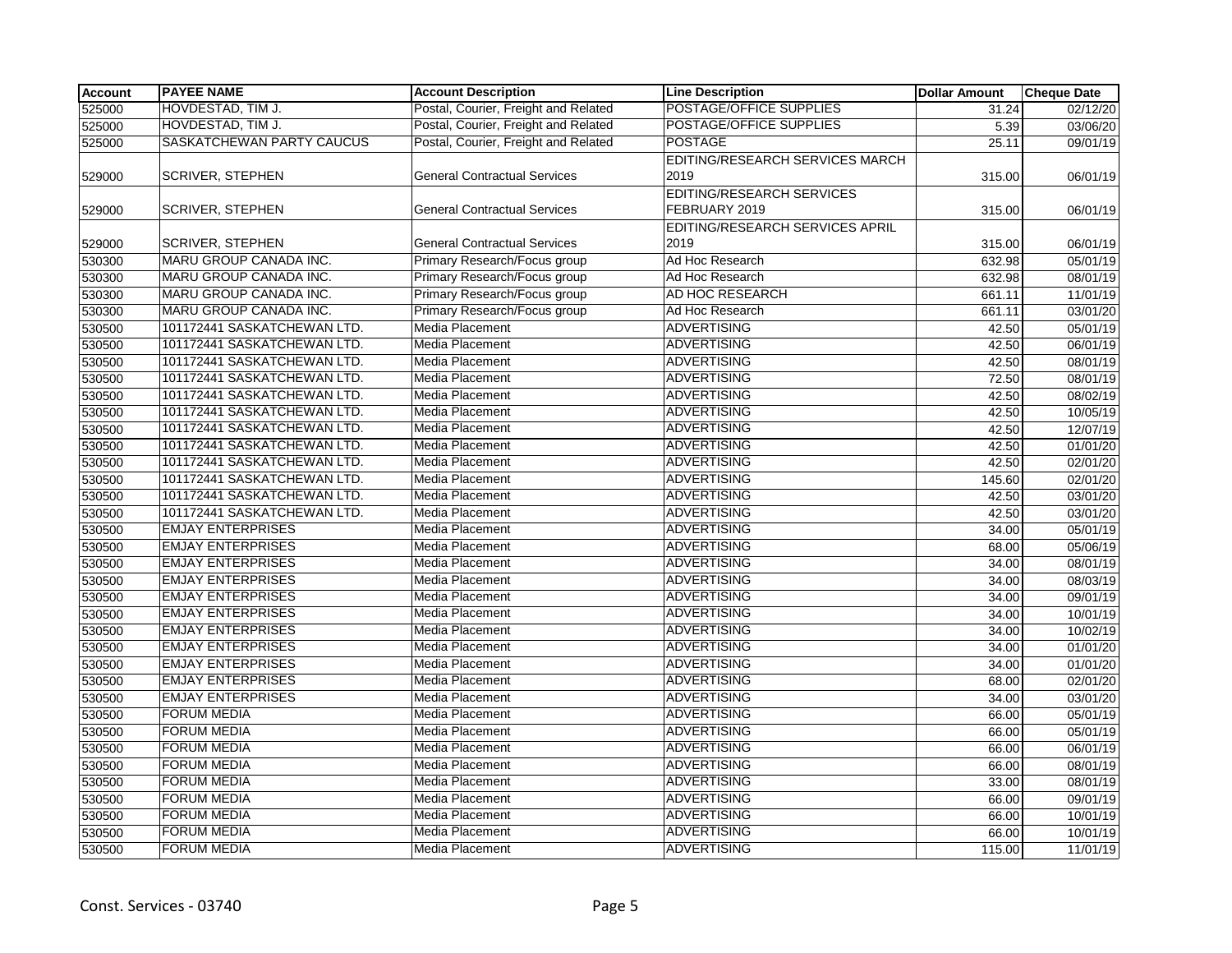| Account | PAYEE NAME | Account Description | Line Description | Dollar Amount | Cheque Date |
|---|---|---|---|---|---|
| 525000 | HOVDESTAD, TIM J. | Postal, Courier, Freight and Related | POSTAGE/OFFICE SUPPLIES | 31.24 | 02/12/20 |
| 525000 | HOVDESTAD, TIM J. | Postal, Courier, Freight and Related | POSTAGE/OFFICE SUPPLIES | 5.39 | 03/06/20 |
| 525000 | SASKATCHEWAN PARTY CAUCUS | Postal, Courier, Freight and Related | POSTAGE | 25.11 | 09/01/19 |
| 529000 | SCRIVER, STEPHEN | General Contractual Services | EDITING/RESEARCH SERVICES MARCH 2019 | 315.00 | 06/01/19 |
| 529000 | SCRIVER, STEPHEN | General Contractual Services | EDITING/RESEARCH SERVICES FEBRUARY 2019 | 315.00 | 06/01/19 |
| 529000 | SCRIVER, STEPHEN | General Contractual Services | EDITING/RESEARCH SERVICES APRIL 2019 | 315.00 | 06/01/19 |
| 530300 | MARU GROUP CANADA INC. | Primary Research/Focus group | Ad Hoc Research | 632.98 | 05/01/19 |
| 530300 | MARU GROUP CANADA INC. | Primary Research/Focus group | Ad Hoc Research | 632.98 | 08/01/19 |
| 530300 | MARU GROUP CANADA INC. | Primary Research/Focus group | AD HOC RESEARCH | 661.11 | 11/01/19 |
| 530300 | MARU GROUP CANADA INC. | Primary Research/Focus group | Ad Hoc Research | 661.11 | 03/01/20 |
| 530500 | 101172441 SASKATCHEWAN LTD. | Media Placement | ADVERTISING | 42.50 | 05/01/19 |
| 530500 | 101172441 SASKATCHEWAN LTD. | Media Placement | ADVERTISING | 42.50 | 06/01/19 |
| 530500 | 101172441 SASKATCHEWAN LTD. | Media Placement | ADVERTISING | 42.50 | 08/01/19 |
| 530500 | 101172441 SASKATCHEWAN LTD. | Media Placement | ADVERTISING | 72.50 | 08/01/19 |
| 530500 | 101172441 SASKATCHEWAN LTD. | Media Placement | ADVERTISING | 42.50 | 08/02/19 |
| 530500 | 101172441 SASKATCHEWAN LTD. | Media Placement | ADVERTISING | 42.50 | 10/05/19 |
| 530500 | 101172441 SASKATCHEWAN LTD. | Media Placement | ADVERTISING | 42.50 | 12/07/19 |
| 530500 | 101172441 SASKATCHEWAN LTD. | Media Placement | ADVERTISING | 42.50 | 01/01/20 |
| 530500 | 101172441 SASKATCHEWAN LTD. | Media Placement | ADVERTISING | 42.50 | 02/01/20 |
| 530500 | 101172441 SASKATCHEWAN LTD. | Media Placement | ADVERTISING | 145.60 | 02/01/20 |
| 530500 | 101172441 SASKATCHEWAN LTD. | Media Placement | ADVERTISING | 42.50 | 03/01/20 |
| 530500 | 101172441 SASKATCHEWAN LTD. | Media Placement | ADVERTISING | 42.50 | 03/01/20 |
| 530500 | EMJAY ENTERPRISES | Media Placement | ADVERTISING | 34.00 | 05/01/19 |
| 530500 | EMJAY ENTERPRISES | Media Placement | ADVERTISING | 68.00 | 05/06/19 |
| 530500 | EMJAY ENTERPRISES | Media Placement | ADVERTISING | 34.00 | 08/01/19 |
| 530500 | EMJAY ENTERPRISES | Media Placement | ADVERTISING | 34.00 | 08/03/19 |
| 530500 | EMJAY ENTERPRISES | Media Placement | ADVERTISING | 34.00 | 09/01/19 |
| 530500 | EMJAY ENTERPRISES | Media Placement | ADVERTISING | 34.00 | 10/01/19 |
| 530500 | EMJAY ENTERPRISES | Media Placement | ADVERTISING | 34.00 | 10/02/19 |
| 530500 | EMJAY ENTERPRISES | Media Placement | ADVERTISING | 34.00 | 01/01/20 |
| 530500 | EMJAY ENTERPRISES | Media Placement | ADVERTISING | 34.00 | 01/01/20 |
| 530500 | EMJAY ENTERPRISES | Media Placement | ADVERTISING | 68.00 | 02/01/20 |
| 530500 | EMJAY ENTERPRISES | Media Placement | ADVERTISING | 34.00 | 03/01/20 |
| 530500 | FORUM MEDIA | Media Placement | ADVERTISING | 66.00 | 05/01/19 |
| 530500 | FORUM MEDIA | Media Placement | ADVERTISING | 66.00 | 05/01/19 |
| 530500 | FORUM MEDIA | Media Placement | ADVERTISING | 66.00 | 06/01/19 |
| 530500 | FORUM MEDIA | Media Placement | ADVERTISING | 66.00 | 08/01/19 |
| 530500 | FORUM MEDIA | Media Placement | ADVERTISING | 33.00 | 08/01/19 |
| 530500 | FORUM MEDIA | Media Placement | ADVERTISING | 66.00 | 09/01/19 |
| 530500 | FORUM MEDIA | Media Placement | ADVERTISING | 66.00 | 10/01/19 |
| 530500 | FORUM MEDIA | Media Placement | ADVERTISING | 66.00 | 10/01/19 |
| 530500 | FORUM MEDIA | Media Placement | ADVERTISING | 115.00 | 11/01/19 |

Const. Services - 03740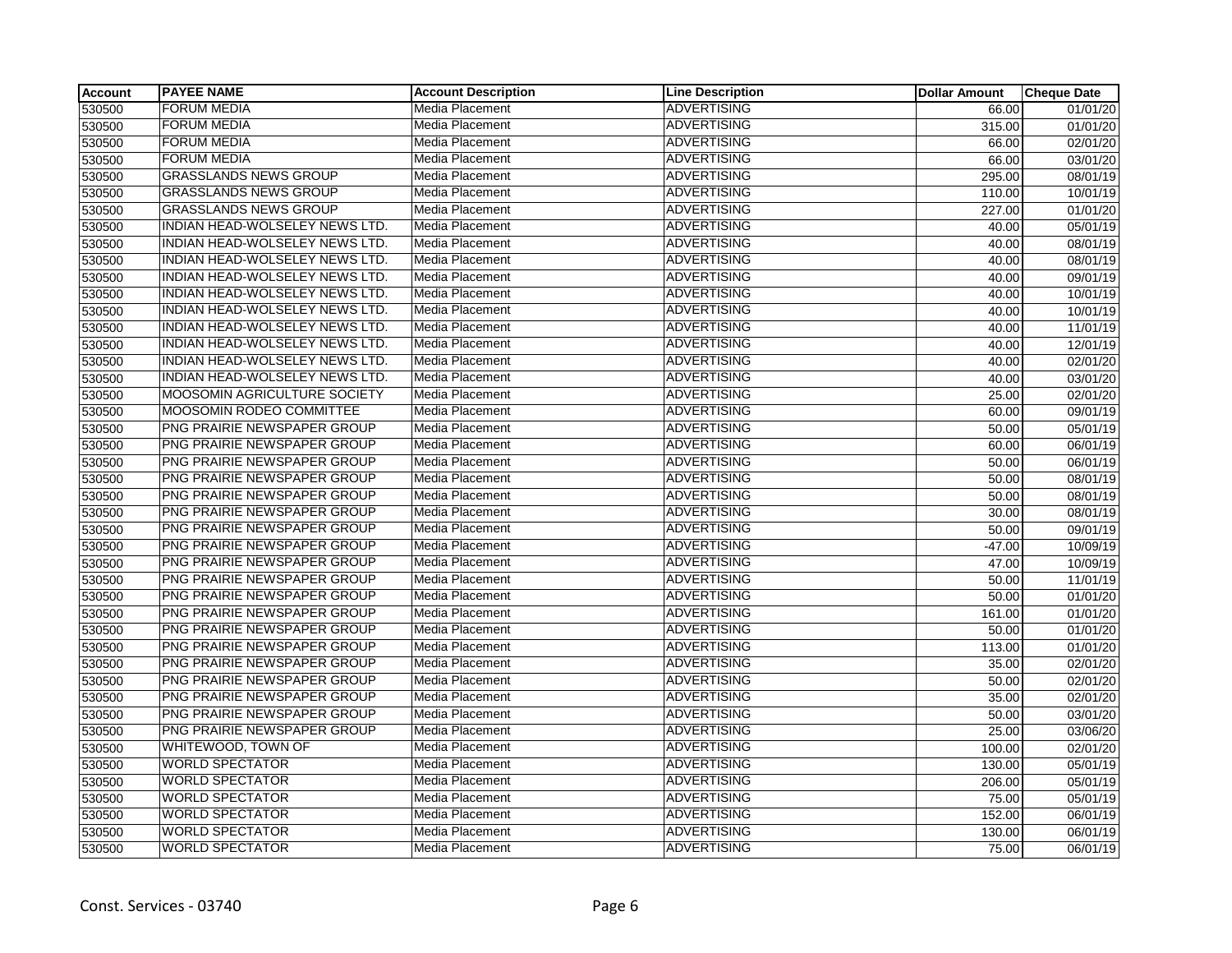| Account | PAYEE NAME | Account Description | Line Description | Dollar Amount | Cheque Date |
|---|---|---|---|---|---|
| 530500 | FORUM MEDIA | Media Placement | ADVERTISING | 66.00 | 01/01/20 |
| 530500 | FORUM MEDIA | Media Placement | ADVERTISING | 315.00 | 01/01/20 |
| 530500 | FORUM MEDIA | Media Placement | ADVERTISING | 66.00 | 02/01/20 |
| 530500 | FORUM MEDIA | Media Placement | ADVERTISING | 66.00 | 03/01/20 |
| 530500 | GRASSLANDS NEWS GROUP | Media Placement | ADVERTISING | 295.00 | 08/01/19 |
| 530500 | GRASSLANDS NEWS GROUP | Media Placement | ADVERTISING | 110.00 | 10/01/19 |
| 530500 | GRASSLANDS NEWS GROUP | Media Placement | ADVERTISING | 227.00 | 01/01/20 |
| 530500 | INDIAN HEAD-WOLSELEY NEWS LTD. | Media Placement | ADVERTISING | 40.00 | 05/01/19 |
| 530500 | INDIAN HEAD-WOLSELEY NEWS LTD. | Media Placement | ADVERTISING | 40.00 | 08/01/19 |
| 530500 | INDIAN HEAD-WOLSELEY NEWS LTD. | Media Placement | ADVERTISING | 40.00 | 08/01/19 |
| 530500 | INDIAN HEAD-WOLSELEY NEWS LTD. | Media Placement | ADVERTISING | 40.00 | 09/01/19 |
| 530500 | INDIAN HEAD-WOLSELEY NEWS LTD. | Media Placement | ADVERTISING | 40.00 | 10/01/19 |
| 530500 | INDIAN HEAD-WOLSELEY NEWS LTD. | Media Placement | ADVERTISING | 40.00 | 10/01/19 |
| 530500 | INDIAN HEAD-WOLSELEY NEWS LTD. | Media Placement | ADVERTISING | 40.00 | 11/01/19 |
| 530500 | INDIAN HEAD-WOLSELEY NEWS LTD. | Media Placement | ADVERTISING | 40.00 | 12/01/19 |
| 530500 | INDIAN HEAD-WOLSELEY NEWS LTD. | Media Placement | ADVERTISING | 40.00 | 02/01/20 |
| 530500 | INDIAN HEAD-WOLSELEY NEWS LTD. | Media Placement | ADVERTISING | 40.00 | 03/01/20 |
| 530500 | MOOSOMIN AGRICULTURE SOCIETY | Media Placement | ADVERTISING | 25.00 | 02/01/20 |
| 530500 | MOOSOMIN RODEO COMMITTEE | Media Placement | ADVERTISING | 60.00 | 09/01/19 |
| 530500 | PNG PRAIRIE NEWSPAPER GROUP | Media Placement | ADVERTISING | 50.00 | 05/01/19 |
| 530500 | PNG PRAIRIE NEWSPAPER GROUP | Media Placement | ADVERTISING | 60.00 | 06/01/19 |
| 530500 | PNG PRAIRIE NEWSPAPER GROUP | Media Placement | ADVERTISING | 50.00 | 06/01/19 |
| 530500 | PNG PRAIRIE NEWSPAPER GROUP | Media Placement | ADVERTISING | 50.00 | 08/01/19 |
| 530500 | PNG PRAIRIE NEWSPAPER GROUP | Media Placement | ADVERTISING | 50.00 | 08/01/19 |
| 530500 | PNG PRAIRIE NEWSPAPER GROUP | Media Placement | ADVERTISING | 30.00 | 08/01/19 |
| 530500 | PNG PRAIRIE NEWSPAPER GROUP | Media Placement | ADVERTISING | 50.00 | 09/01/19 |
| 530500 | PNG PRAIRIE NEWSPAPER GROUP | Media Placement | ADVERTISING | -47.00 | 10/09/19 |
| 530500 | PNG PRAIRIE NEWSPAPER GROUP | Media Placement | ADVERTISING | 47.00 | 10/09/19 |
| 530500 | PNG PRAIRIE NEWSPAPER GROUP | Media Placement | ADVERTISING | 50.00 | 11/01/19 |
| 530500 | PNG PRAIRIE NEWSPAPER GROUP | Media Placement | ADVERTISING | 50.00 | 01/01/20 |
| 530500 | PNG PRAIRIE NEWSPAPER GROUP | Media Placement | ADVERTISING | 161.00 | 01/01/20 |
| 530500 | PNG PRAIRIE NEWSPAPER GROUP | Media Placement | ADVERTISING | 50.00 | 01/01/20 |
| 530500 | PNG PRAIRIE NEWSPAPER GROUP | Media Placement | ADVERTISING | 113.00 | 01/01/20 |
| 530500 | PNG PRAIRIE NEWSPAPER GROUP | Media Placement | ADVERTISING | 35.00 | 02/01/20 |
| 530500 | PNG PRAIRIE NEWSPAPER GROUP | Media Placement | ADVERTISING | 50.00 | 02/01/20 |
| 530500 | PNG PRAIRIE NEWSPAPER GROUP | Media Placement | ADVERTISING | 35.00 | 02/01/20 |
| 530500 | PNG PRAIRIE NEWSPAPER GROUP | Media Placement | ADVERTISING | 50.00 | 03/01/20 |
| 530500 | PNG PRAIRIE NEWSPAPER GROUP | Media Placement | ADVERTISING | 25.00 | 03/06/20 |
| 530500 | WHITEWOOD, TOWN OF | Media Placement | ADVERTISING | 100.00 | 02/01/20 |
| 530500 | WORLD SPECTATOR | Media Placement | ADVERTISING | 130.00 | 05/01/19 |
| 530500 | WORLD SPECTATOR | Media Placement | ADVERTISING | 206.00 | 05/01/19 |
| 530500 | WORLD SPECTATOR | Media Placement | ADVERTISING | 75.00 | 05/01/19 |
| 530500 | WORLD SPECTATOR | Media Placement | ADVERTISING | 152.00 | 06/01/19 |
| 530500 | WORLD SPECTATOR | Media Placement | ADVERTISING | 130.00 | 06/01/19 |
| 530500 | WORLD SPECTATOR | Media Placement | ADVERTISING | 75.00 | 06/01/19 |

Const. Services - 03740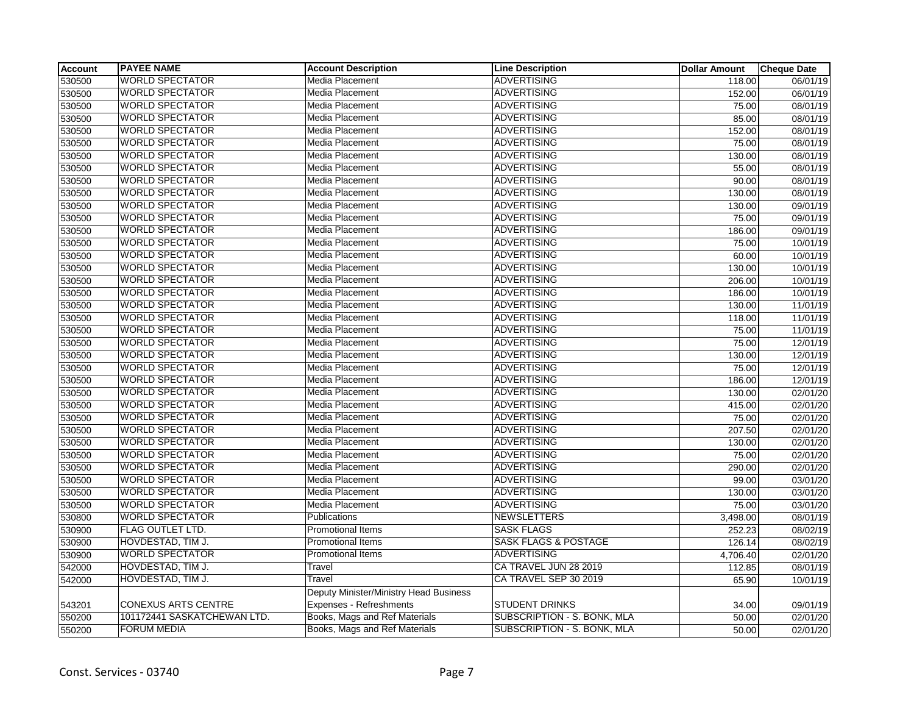| Account | PAYEE NAME | Account Description | Line Description | Dollar Amount | Cheque Date |
| --- | --- | --- | --- | --- | --- |
| 530500 | WORLD SPECTATOR | Media Placement | ADVERTISING | 118.00 | 06/01/19 |
| 530500 | WORLD SPECTATOR | Media Placement | ADVERTISING | 152.00 | 06/01/19 |
| 530500 | WORLD SPECTATOR | Media Placement | ADVERTISING | 75.00 | 08/01/19 |
| 530500 | WORLD SPECTATOR | Media Placement | ADVERTISING | 85.00 | 08/01/19 |
| 530500 | WORLD SPECTATOR | Media Placement | ADVERTISING | 152.00 | 08/01/19 |
| 530500 | WORLD SPECTATOR | Media Placement | ADVERTISING | 75.00 | 08/01/19 |
| 530500 | WORLD SPECTATOR | Media Placement | ADVERTISING | 130.00 | 08/01/19 |
| 530500 | WORLD SPECTATOR | Media Placement | ADVERTISING | 55.00 | 08/01/19 |
| 530500 | WORLD SPECTATOR | Media Placement | ADVERTISING | 90.00 | 08/01/19 |
| 530500 | WORLD SPECTATOR | Media Placement | ADVERTISING | 130.00 | 08/01/19 |
| 530500 | WORLD SPECTATOR | Media Placement | ADVERTISING | 130.00 | 09/01/19 |
| 530500 | WORLD SPECTATOR | Media Placement | ADVERTISING | 75.00 | 09/01/19 |
| 530500 | WORLD SPECTATOR | Media Placement | ADVERTISING | 186.00 | 09/01/19 |
| 530500 | WORLD SPECTATOR | Media Placement | ADVERTISING | 75.00 | 10/01/19 |
| 530500 | WORLD SPECTATOR | Media Placement | ADVERTISING | 60.00 | 10/01/19 |
| 530500 | WORLD SPECTATOR | Media Placement | ADVERTISING | 130.00 | 10/01/19 |
| 530500 | WORLD SPECTATOR | Media Placement | ADVERTISING | 206.00 | 10/01/19 |
| 530500 | WORLD SPECTATOR | Media Placement | ADVERTISING | 186.00 | 10/01/19 |
| 530500 | WORLD SPECTATOR | Media Placement | ADVERTISING | 130.00 | 11/01/19 |
| 530500 | WORLD SPECTATOR | Media Placement | ADVERTISING | 118.00 | 11/01/19 |
| 530500 | WORLD SPECTATOR | Media Placement | ADVERTISING | 75.00 | 11/01/19 |
| 530500 | WORLD SPECTATOR | Media Placement | ADVERTISING | 75.00 | 12/01/19 |
| 530500 | WORLD SPECTATOR | Media Placement | ADVERTISING | 130.00 | 12/01/19 |
| 530500 | WORLD SPECTATOR | Media Placement | ADVERTISING | 75.00 | 12/01/19 |
| 530500 | WORLD SPECTATOR | Media Placement | ADVERTISING | 186.00 | 12/01/19 |
| 530500 | WORLD SPECTATOR | Media Placement | ADVERTISING | 130.00 | 02/01/20 |
| 530500 | WORLD SPECTATOR | Media Placement | ADVERTISING | 415.00 | 02/01/20 |
| 530500 | WORLD SPECTATOR | Media Placement | ADVERTISING | 75.00 | 02/01/20 |
| 530500 | WORLD SPECTATOR | Media Placement | ADVERTISING | 207.50 | 02/01/20 |
| 530500 | WORLD SPECTATOR | Media Placement | ADVERTISING | 130.00 | 02/01/20 |
| 530500 | WORLD SPECTATOR | Media Placement | ADVERTISING | 75.00 | 02/01/20 |
| 530500 | WORLD SPECTATOR | Media Placement | ADVERTISING | 290.00 | 02/01/20 |
| 530500 | WORLD SPECTATOR | Media Placement | ADVERTISING | 99.00 | 03/01/20 |
| 530500 | WORLD SPECTATOR | Media Placement | ADVERTISING | 130.00 | 03/01/20 |
| 530500 | WORLD SPECTATOR | Media Placement | ADVERTISING | 75.00 | 03/01/20 |
| 530800 | WORLD SPECTATOR | Publications | NEWSLETTERS | 3,498.00 | 08/01/19 |
| 530900 | FLAG OUTLET LTD. | Promotional Items | SASK FLAGS | 252.23 | 08/02/19 |
| 530900 | HOVDESTAD, TIM J. | Promotional Items | SASK FLAGS & POSTAGE | 126.14 | 08/02/19 |
| 530900 | WORLD SPECTATOR | Promotional Items | ADVERTISING | 4,706.40 | 02/01/20 |
| 542000 | HOVDESTAD, TIM J. | Travel | CA TRAVEL JUN 28 2019 | 112.85 | 08/01/19 |
| 542000 | HOVDESTAD, TIM J. | Travel | CA TRAVEL SEP 30 2019 | 65.90 | 10/01/19 |
| 543201 | CONEXUS ARTS CENTRE | Deputy Minister/Ministry Head Business Expenses - Refreshments | STUDENT DRINKS | 34.00 | 09/01/19 |
| 550200 | 101172441 SASKATCHEWAN LTD. | Books, Mags and Ref Materials | SUBSCRIPTION - S. BONK, MLA | 50.00 | 02/01/20 |
| 550200 | FORUM MEDIA | Books, Mags and Ref Materials | SUBSCRIPTION - S. BONK, MLA | 50.00 | 02/01/20 |

Const. Services - 03740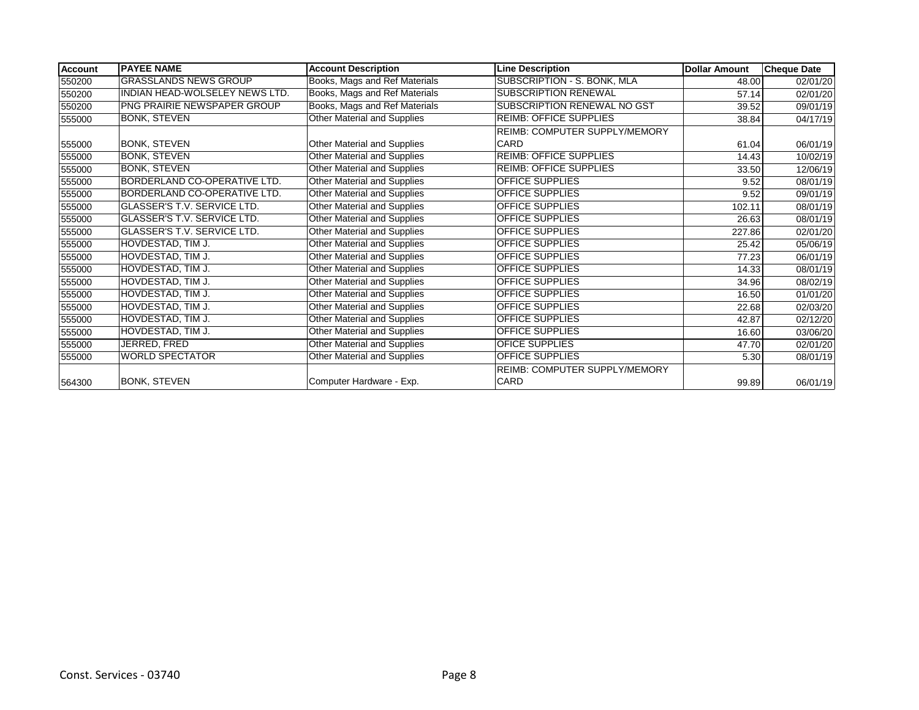| Account | PAYEE NAME | Account Description | Line Description | Dollar Amount | Cheque Date |
|---|---|---|---|---|---|
| 550200 | GRASSLANDS NEWS GROUP | Books, Mags and Ref Materials | SUBSCRIPTION - S. BONK, MLA | 48.00 | 02/01/20 |
| 550200 | INDIAN HEAD-WOLSELEY NEWS LTD. | Books, Mags and Ref Materials | SUBSCRIPTION RENEWAL | 57.14 | 02/01/20 |
| 550200 | PNG PRAIRIE NEWSPAPER GROUP | Books, Mags and Ref Materials | SUBSCRIPTION RENEWAL NO GST | 39.52 | 09/01/19 |
| 555000 | BONK, STEVEN | Other Material and Supplies | REIMB: OFFICE SUPPLIES | 38.84 | 04/17/19 |
| 555000 | BONK, STEVEN | Other Material and Supplies | REIMB: COMPUTER SUPPLY/MEMORY CARD | 61.04 | 06/01/19 |
| 555000 | BONK, STEVEN | Other Material and Supplies | REIMB: OFFICE SUPPLIES | 14.43 | 10/02/19 |
| 555000 | BONK, STEVEN | Other Material and Supplies | REIMB: OFFICE SUPPLIES | 33.50 | 12/06/19 |
| 555000 | BORDERLAND CO-OPERATIVE LTD. | Other Material and Supplies | OFFICE SUPPLIES | 9.52 | 08/01/19 |
| 555000 | BORDERLAND CO-OPERATIVE LTD. | Other Material and Supplies | OFFICE SUPPLIES | 9.52 | 09/01/19 |
| 555000 | GLASSER'S T.V. SERVICE LTD. | Other Material and Supplies | OFFICE SUPPLIES | 102.11 | 08/01/19 |
| 555000 | GLASSER'S T.V. SERVICE LTD. | Other Material and Supplies | OFFICE SUPPLIES | 26.63 | 08/01/19 |
| 555000 | GLASSER'S T.V. SERVICE LTD. | Other Material and Supplies | OFFICE SUPPLIES | 227.86 | 02/01/20 |
| 555000 | HOVDESTAD, TIM J. | Other Material and Supplies | OFFICE SUPPLIES | 25.42 | 05/06/19 |
| 555000 | HOVDESTAD, TIM J. | Other Material and Supplies | OFFICE SUPPLIES | 77.23 | 06/01/19 |
| 555000 | HOVDESTAD, TIM J. | Other Material and Supplies | OFFICE SUPPLIES | 14.33 | 08/01/19 |
| 555000 | HOVDESTAD, TIM J. | Other Material and Supplies | OFFICE SUPPLIES | 34.96 | 08/02/19 |
| 555000 | HOVDESTAD, TIM J. | Other Material and Supplies | OFFICE SUPPLIES | 16.50 | 01/01/20 |
| 555000 | HOVDESTAD, TIM J. | Other Material and Supplies | OFFICE SUPPLIES | 22.68 | 02/03/20 |
| 555000 | HOVDESTAD, TIM J. | Other Material and Supplies | OFFICE SUPPLIES | 42.87 | 02/12/20 |
| 555000 | HOVDESTAD, TIM J. | Other Material and Supplies | OFFICE SUPPLIES | 16.60 | 03/06/20 |
| 555000 | JERRED, FRED | Other Material and Supplies | OFICE SUPPLIES | 47.70 | 02/01/20 |
| 555000 | WORLD SPECTATOR | Other Material and Supplies | OFFICE SUPPLIES | 5.30 | 08/01/19 |
| 564300 | BONK, STEVEN | Computer Hardware - Exp. | REIMB: COMPUTER SUPPLY/MEMORY CARD | 99.89 | 06/01/19 |

Const. Services - 03740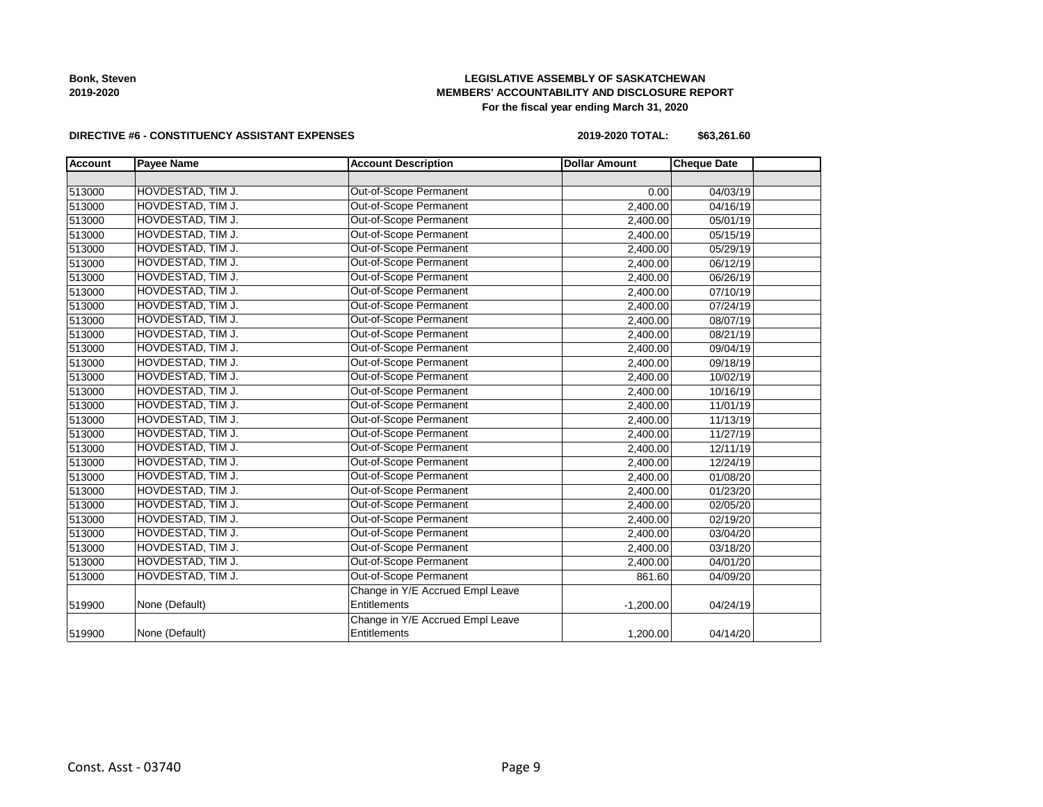**Bonk, Steven**
**2019-2020**

**LEGISLATIVE ASSEMBLY OF SASKATCHEWAN**
**MEMBERS' ACCOUNTABILITY AND DISCLOSURE REPORT**
**For the fiscal year ending March 31, 2020**

**DIRECTIVE #6 - CONSTITUENCY ASSISTANT EXPENSES** **2019-2020 TOTAL: $63,261.60**

| Account | Payee Name | Account Description | Dollar Amount | Cheque Date | |
|---|---|---|---|---|---|
| | | | | | |
| 513000 | HOVDESTAD, TIM J. | Out-of-Scope Permanent | 0.00 | 04/03/19 | |
| 513000 | HOVDESTAD, TIM J. | Out-of-Scope Permanent | 2,400.00 | 04/16/19 | |
| 513000 | HOVDESTAD, TIM J. | Out-of-Scope Permanent | 2,400.00 | 05/01/19 | |
| 513000 | HOVDESTAD, TIM J. | Out-of-Scope Permanent | 2,400.00 | 05/15/19 | |
| 513000 | HOVDESTAD, TIM J. | Out-of-Scope Permanent | 2,400.00 | 05/29/19 | |
| 513000 | HOVDESTAD, TIM J. | Out-of-Scope Permanent | 2,400.00 | 06/12/19 | |
| 513000 | HOVDESTAD, TIM J. | Out-of-Scope Permanent | 2,400.00 | 06/26/19 | |
| 513000 | HOVDESTAD, TIM J. | Out-of-Scope Permanent | 2,400.00 | 07/10/19 | |
| 513000 | HOVDESTAD, TIM J. | Out-of-Scope Permanent | 2,400.00 | 07/24/19 | |
| 513000 | HOVDESTAD, TIM J. | Out-of-Scope Permanent | 2,400.00 | 08/07/19 | |
| 513000 | HOVDESTAD, TIM J. | Out-of-Scope Permanent | 2,400.00 | 08/21/19 | |
| 513000 | HOVDESTAD, TIM J. | Out-of-Scope Permanent | 2,400.00 | 09/04/19 | |
| 513000 | HOVDESTAD, TIM J. | Out-of-Scope Permanent | 2,400.00 | 09/18/19 | |
| 513000 | HOVDESTAD, TIM J. | Out-of-Scope Permanent | 2,400.00 | 10/02/19 | |
| 513000 | HOVDESTAD, TIM J. | Out-of-Scope Permanent | 2,400.00 | 10/16/19 | |
| 513000 | HOVDESTAD, TIM J. | Out-of-Scope Permanent | 2,400.00 | 11/01/19 | |
| 513000 | HOVDESTAD, TIM J. | Out-of-Scope Permanent | 2,400.00 | 11/13/19 | |
| 513000 | HOVDESTAD, TIM J. | Out-of-Scope Permanent | 2,400.00 | 11/27/19 | |
| 513000 | HOVDESTAD, TIM J. | Out-of-Scope Permanent | 2,400.00 | 12/11/19 | |
| 513000 | HOVDESTAD, TIM J. | Out-of-Scope Permanent | 2,400.00 | 12/24/19 | |
| 513000 | HOVDESTAD, TIM J. | Out-of-Scope Permanent | 2,400.00 | 01/08/20 | |
| 513000 | HOVDESTAD, TIM J. | Out-of-Scope Permanent | 2,400.00 | 01/23/20 | |
| 513000 | HOVDESTAD, TIM J. | Out-of-Scope Permanent | 2,400.00 | 02/05/20 | |
| 513000 | HOVDESTAD, TIM J. | Out-of-Scope Permanent | 2,400.00 | 02/19/20 | |
| 513000 | HOVDESTAD, TIM J. | Out-of-Scope Permanent | 2,400.00 | 03/04/20 | |
| 513000 | HOVDESTAD, TIM J. | Out-of-Scope Permanent | 2,400.00 | 03/18/20 | |
| 513000 | HOVDESTAD, TIM J. | Out-of-Scope Permanent | 2,400.00 | 04/01/20 | |
| 513000 | HOVDESTAD, TIM J. | Out-of-Scope Permanent | 861.60 | 04/09/20 | |
| 519900 | None (Default) | Change in Y/E Accrued Empl Leave Entitlements | -1,200.00 | 04/24/19 | |
| 519900 | None (Default) | Change in Y/E Accrued Empl Leave Entitlements | 1,200.00 | 04/14/20 | |

Const. Asst - 03740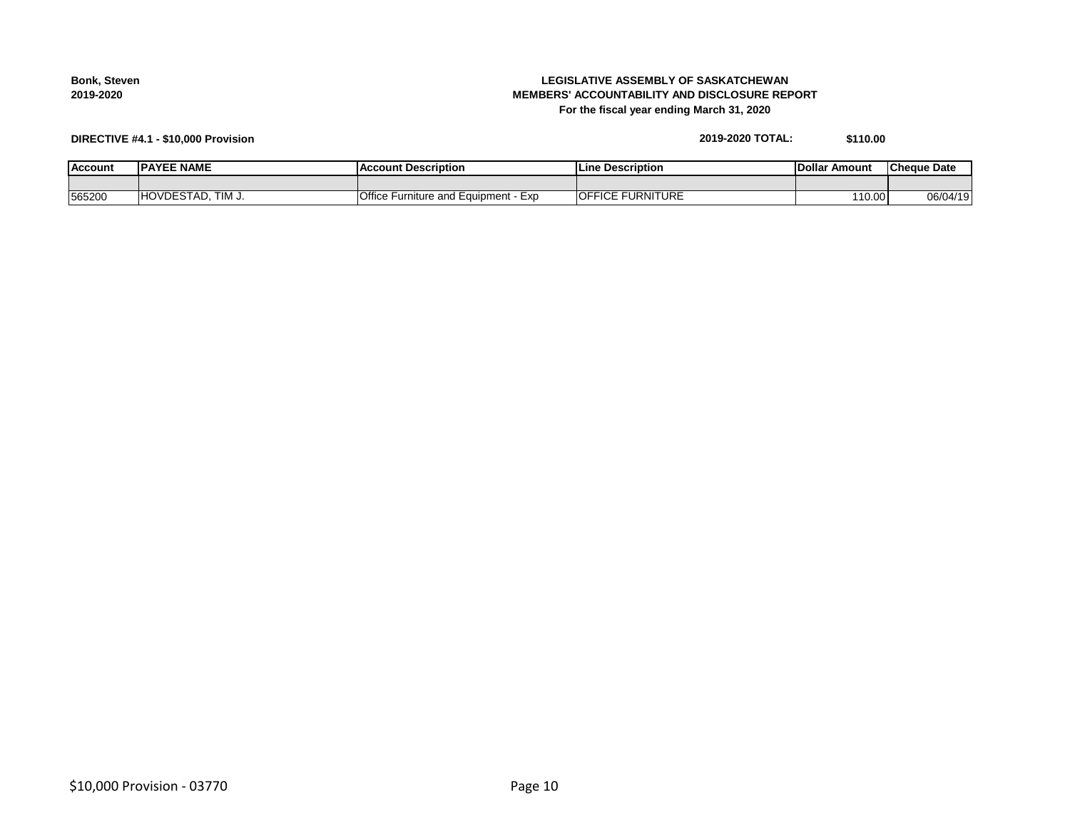**Bonk, Steven**
**2019-2020**

**LEGISLATIVE ASSEMBLY OF SASKATCHEWAN**
**MEMBERS' ACCOUNTABILITY AND DISCLOSURE REPORT**
**For the fiscal year ending March 31, 2020**

**DIRECTIVE #4.1 - $10,000 Provision**

**2019-2020 TOTAL: $110.00**

| Account | PAYEE NAME | Account Description | Line Description | Dollar Amount | Cheque Date |
|---|---|---|---|---|---|
| | | | | | |
| 565200 | HOVDESTAD, TIM J. | Office Furniture and Equipment - Exp | OFFICE FURNITURE | 110.00 | 06/04/19 |

$10,000 Provision - 03770